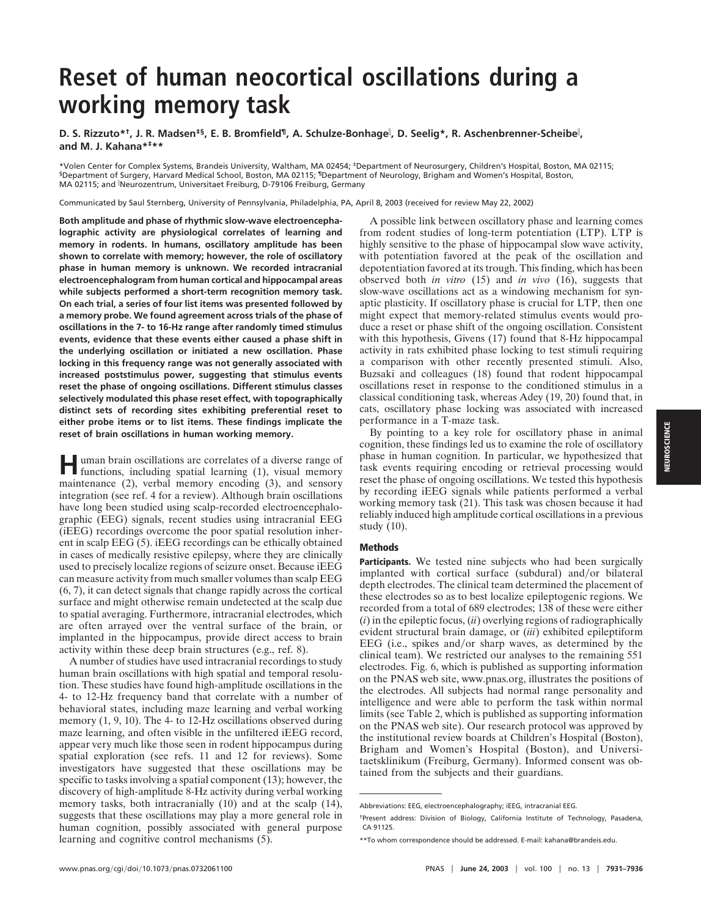# Reset of human neocortical oscillations during a working memory task

**D. S. Rizzuto*[†], J. R. Madsen[‡§], E. B. Bromfield[¶], A. Schulze-Bonhage[‖], D. Seelig*, R. Aschenbrenner-Scheibe[‖], and M. J. Kahana*[‡]****

*Volen Center for Complex Systems, Brandeis University, Waltham, MA 02454; [‡]Department of Neurosurgery, Children's Hospital, Boston, MA 02115; [§]Department of Surgery, Harvard Medical School, Boston, MA 02115; [¶]Department of Neurology, Brigham and Women's Hospital, Boston, MA 02115; and [‖]Neurozentrum, Universitaet Freiburg, D-79106 Freiburg, Germany

Communicated by Saul Sternberg, University of Pennsylvania, Philadelphia, PA, April 8, 2003 (received for review May 22, 2002)

**Both amplitude and phase of rhythmic slow-wave electroencephalographic activity are physiological correlates of learning and memory in rodents. In humans, oscillatory amplitude has been shown to correlate with memory; however, the role of oscillatory phase in human memory is unknown. We recorded intracranial electroencephalogram from human cortical and hippocampal areas while subjects performed a short-term recognition memory task. On each trial, a series of four list items was presented followed by a memory probe. We found agreement across trials of the phase of oscillations in the 7- to 16-Hz range after randomly timed stimulus events, evidence that these events either caused a phase shift in the underlying oscillation or initiated a new oscillation. Phase locking in this frequency range was not generally associated with increased poststimulus power, suggesting that stimulus events reset the phase of ongoing oscillations. Different stimulus classes selectively modulated this phase reset effect, with topographically distinct sets of recording sites exhibiting preferential reset to either probe items or to list items. These findings implicate the reset of brain oscillations in human working memory.**

Human brain oscillations are correlates of a diverse range of functions, including spatial learning (1), visual memory maintenance (2), verbal memory encoding (3), and sensory integration (see ref. 4 for a review). Although brain oscillations have long been studied using scalp-recorded electroencephalographic (EEG) signals, recent studies using intracranial EEG (iEEG) recordings overcome the poor spatial resolution inherent in scalp EEG (5). iEEG recordings can be ethically obtained in cases of medically resistive epilepsy, where they are clinically used to precisely localize regions of seizure onset. Because iEEG can measure activity from much smaller volumes than scalp EEG (6, 7), it can detect signals that change rapidly across the cortical surface and might otherwise remain undetected at the scalp due to spatial averaging. Furthermore, intracranial electrodes, which are often arrayed over the ventral surface of the brain, or implanted in the hippocampus, provide direct access to brain activity within these deep brain structures (e.g., ref. 8).

A number of studies have used intracranial recordings to study human brain oscillations with high spatial and temporal resolution. These studies have found high-amplitude oscillations in the 4- to 12-Hz frequency band that correlate with a number of behavioral states, including maze learning and verbal working memory (1, 9, 10). The 4- to 12-Hz oscillations observed during maze learning, and often visible in the unfiltered iEEG record, appear very much like those seen in rodent hippocampus during spatial exploration (see refs. 11 and 12 for reviews). Some investigators have suggested that these oscillations may be specific to tasks involving a spatial component (13); however, the discovery of high-amplitude 8-Hz activity during verbal working memory tasks, both intracranially (10) and at the scalp (14), suggests that these oscillations may play a more general role in human cognition, possibly associated with general purpose learning and cognitive control mechanisms (5).

A possible link between oscillatory phase and learning comes from rodent studies of long-term potentiation (LTP). LTP is highly sensitive to the phase of hippocampal slow wave activity, with potentiation favored at the peak of the oscillation and depotentiation favored at its trough. This finding, which has been observed both *in vitro* (15) and *in vivo* (16), suggests that slow-wave oscillations act as a windowing mechanism for synaptic plasticity. If oscillatory phase is crucial for LTP, then one might expect that memory-related stimulus events would produce a reset or phase shift of the ongoing oscillation. Consistent with this hypothesis, Givens (17) found that 8-Hz hippocampal activity in rats exhibited phase locking to test stimuli requiring a comparison with other recently presented stimuli. Also, Buzsaki and colleagues (18) found that rodent hippocampal oscillations reset in response to the conditioned stimulus in a classical conditioning task, whereas Adey (19, 20) found that, in cats, oscillatory phase locking was associated with increased performance in a T-maze task.

By pointing to a key role for oscillatory phase in animal cognition, these findings led us to examine the role of oscillatory phase in human cognition. In particular, we hypothesized that task events requiring encoding or retrieval processing would reset the phase of ongoing oscillations. We tested this hypothesis by recording iEEG signals while patients performed a verbal working memory task (21). This task was chosen because it had reliably induced high amplitude cortical oscillations in a previous study (10).

## Methods

**Participants.** We tested nine subjects who had been surgically implanted with cortical surface (subdural) and/or bilateral depth electrodes. The clinical team determined the placement of these electrodes so as to best localize epileptogenic regions. We recorded from a total of 689 electrodes; 138 of these were either (*i*) in the epileptic focus, (*ii*) overlying regions of radiographically evident structural brain damage, or (*iii*) exhibited epileptiform EEG (i.e., spikes and/or sharp waves, as determined by the clinical team). We restricted our analyses to the remaining 551 electrodes. Fig. 6, which is published as supporting information on the PNAS web site, www.pnas.org, illustrates the positions of the electrodes. All subjects had normal range personality and intelligence and were able to perform the task within normal limits (see Table 2, which is published as supporting information on the PNAS web site). Our research protocol was approved by the institutional review boards at Children's Hospital (Boston), Brigham and Women's Hospital (Boston), and Universitaetsklinikum (Freiburg, Germany). Informed consent was obtained from the subjects and their guardians.

Abbreviations: EEG, electroencephalography; iEEG, intracranial EEG.

[†]Present address: Division of Biology, California Institute of Technology, Pasadena, CA 91125.

**To whom correspondence should be addressed. E-mail: kahana@brandeis.edu.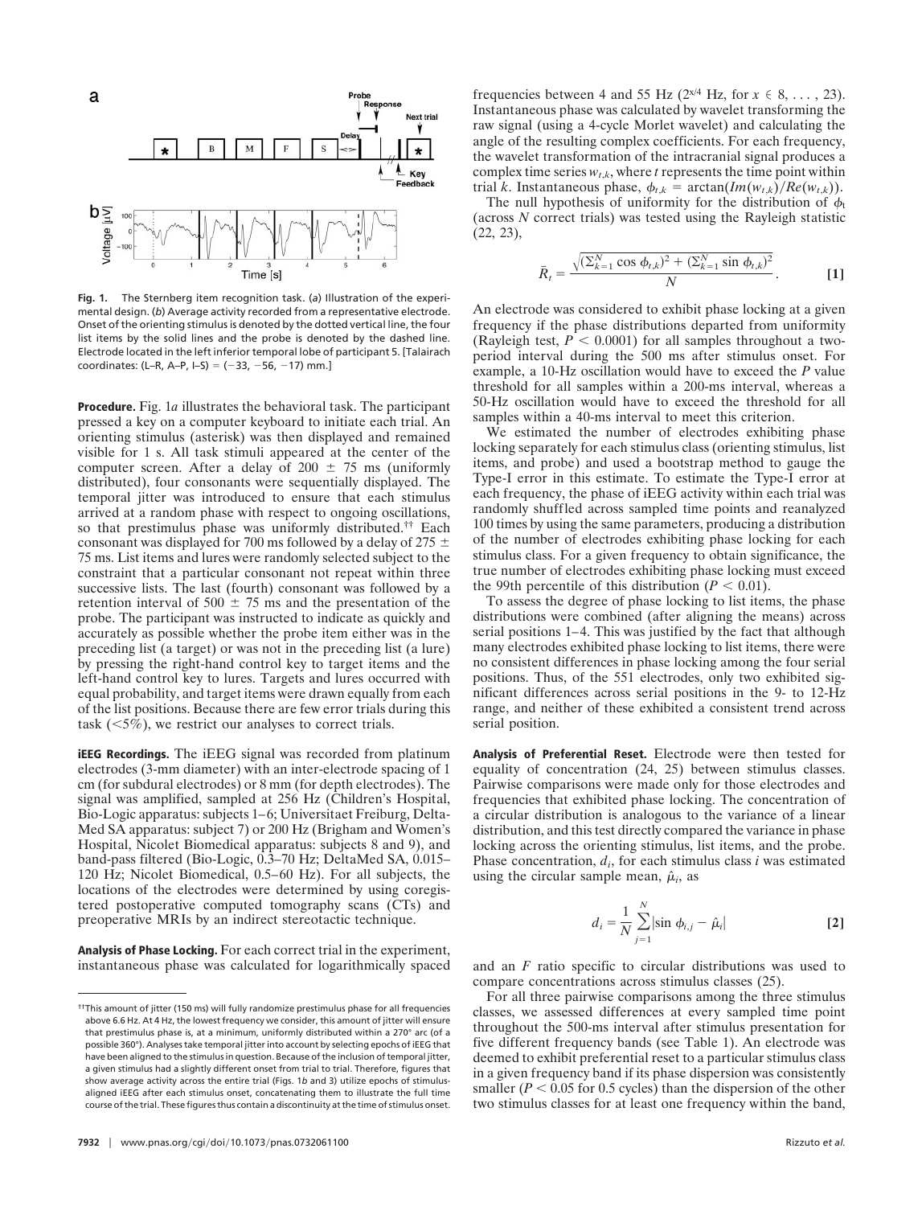**Fig. 1.** The Sternberg item recognition task. (*a*) Illustration of the experimental design. (*b*) Average activity recorded from a representative electrode. Onset of the orienting stimulus is denoted by the dotted vertical line, the four list items by the solid lines and the probe is denoted by the dashed line. Electrode located in the left inferior temporal lobe of participant 5. [Talairach coordinates: (L–R, A–P, I–S) = (−33, −56, −17) mm.]

**Procedure.** Fig. 1*a* illustrates the behavioral task. The participant pressed a key on a computer keyboard to initiate each trial. An orienting stimulus (asterisk) was then displayed and remained visible for 1 s. All task stimuli appeared at the center of the computer screen. After a delay of 200 ± 75 ms (uniformly distributed), four consonants were sequentially displayed. The temporal jitter was introduced to ensure that each stimulus arrived at a random phase with respect to ongoing oscillations, so that prestimulus phase was uniformly distributed.[††] Each consonant was displayed for 700 ms followed by a delay of 275 ± 75 ms. List items and lures were randomly selected subject to the constraint that a particular consonant not repeat within three successive lists. The last (fourth) consonant was followed by a retention interval of 500 ± 75 ms and the presentation of the probe. The participant was instructed to indicate as quickly and accurately as possible whether the probe item either was in the preceding list (a target) or was not in the preceding list (a lure) by pressing the right-hand control key to target items and the left-hand control key to lures. Targets and lures occurred with equal probability, and target items were drawn equally from each of the list positions. Because there are few error trials during this task (<5%), we restrict our analyses to correct trials.

**iEEG Recordings.** The iEEG signal was recorded from platinum electrodes (3-mm diameter) with an inter-electrode spacing of 1 cm (for subdural electrodes) or 8 mm (for depth electrodes). The signal was amplified, sampled at 256 Hz (Children's Hospital, Bio-Logic apparatus: subjects 1–6; Universitaet Freiburg, Delta-Med SA apparatus: subject 7) or 200 Hz (Brigham and Women's Hospital, Nicolet Biomedical apparatus: subjects 8 and 9), and band-pass filtered (Bio-Logic, 0.3–70 Hz; DeltaMed SA, 0.015–120 Hz; Nicolet Biomedical, 0.5–60 Hz). For all subjects, the locations of the electrodes were determined by using coregistered postoperative computed tomography scans (CTs) and preoperative MRIs by an indirect stereotactic technique.

**Analysis of Phase Locking.** For each correct trial in the experiment, instantaneous phase was calculated for logarithmically spaced frequencies between 4 and 55 Hz ($2^{x/4}$ Hz, for $x \in 8, \ldots, 23$). Instantaneous phase was calculated by wavelet transforming the raw signal (using a 4-cycle Morlet wavelet) and calculating the angle of the resulting complex coefficients. For each frequency, the wavelet transformation of the intracranial signal produces a complex time series $w_{t,k}$, where $t$ represents the time point within trial $k$. Instantaneous phase, $\phi_{t,k} = \arctan(Im(w_{t,k})/Re(w_{t,k}))$.

The null hypothesis of uniformity for the distribution of $\phi_t$ (across $N$ correct trials) was tested using the Rayleigh statistic (22, 23),

$$\bar{R}_t = \frac{\sqrt{(\sum_{k=1}^{N} \cos \phi_{t,k})^2 + (\sum_{k=1}^{N} \sin \phi_{t,k})^2}}{N}. \qquad [1]$$

An electrode was considered to exhibit phase locking at a given frequency if the phase distributions departed from uniformity (Rayleigh test, $P < 0.0001$) for all samples throughout a two-period interval during the 500 ms after stimulus onset. For example, a 10-Hz oscillation would have to exceed the $P$ value threshold for all samples within a 200-ms interval, whereas a 50-Hz oscillation would have to exceed the threshold for all samples within a 40-ms interval to meet this criterion.

We estimated the number of electrodes exhibiting phase locking separately for each stimulus class (orienting stimulus, list items, and probe) and used a bootstrap method to gauge the Type-I error in this estimate. To estimate the Type-I error at each frequency, the phase of iEEG activity within each trial was randomly shuffled across sampled time points and reanalyzed 100 times by using the same parameters, producing a distribution of the number of electrodes exhibiting phase locking for each stimulus class. For a given frequency to obtain significance, the true number of electrodes exhibiting phase locking must exceed the 99th percentile of this distribution ($P < 0.01$).

To assess the degree of phase locking to list items, the phase distributions were combined (after aligning the means) across serial positions 1–4. This was justified by the fact that although many electrodes exhibited phase locking to list items, there were no consistent differences in phase locking among the four serial positions. Thus, of the 551 electrodes, only two exhibited significant differences across serial positions in the 9- to 12-Hz range, and neither of these exhibited a consistent trend across serial position.

**Analysis of Preferential Reset.** Electrode were then tested for equality of concentration (24, 25) between stimulus classes. Pairwise comparisons were made only for those electrodes and frequencies that exhibited phase locking. The concentration of a circular distribution is analogous to the variance of a linear distribution, and this test directly compared the variance in phase locking across the orienting stimulus, list items, and the probe. Phase concentration, $d_i$, for each stimulus class $i$ was estimated using the circular sample mean, $\hat{\mu}_i$, as

$$d_i = \frac{1}{N} \sum_{j=1}^{N} |\sin \phi_{i,j} - \hat{\mu}_i| \qquad [2]$$

and an $F$ ratio specific to circular distributions was used to compare concentrations across stimulus classes (25).

For all three pairwise comparisons among the three stimulus classes, we assessed differences at every sampled time point throughout the 500-ms interval after stimulus presentation for five different frequency bands (see Table 1). An electrode was deemed to exhibit preferential reset to a particular stimulus class in a given frequency band if its phase dispersion was consistently smaller ($P < 0.05$ for 0.5 cycles) than the dispersion of the other two stimulus classes for at least one frequency within the band,

[††] This amount of jitter (150 ms) will fully randomize prestimulus phase for all frequencies above 6.6 Hz. At 4 Hz, the lowest frequency we consider, this amount of jitter will ensure that prestimulus phase is, at a minimum, uniformly distributed within a 270° arc (of a possible 360°). Analyses take temporal jitter into account by selecting epochs of iEEG that have been aligned to the stimulus in question. Because of the inclusion of temporal jitter, a given stimulus had a slightly different onset from trial to trial. Therefore, figures that show average activity across the entire trial (Figs. 1*b* and 3) utilize epochs of stimulus-aligned iEEG after each stimulus onset, concatenating them to illustrate the full time course of the trial. These figures thus contain a discontinuity at the time of stimulus onset.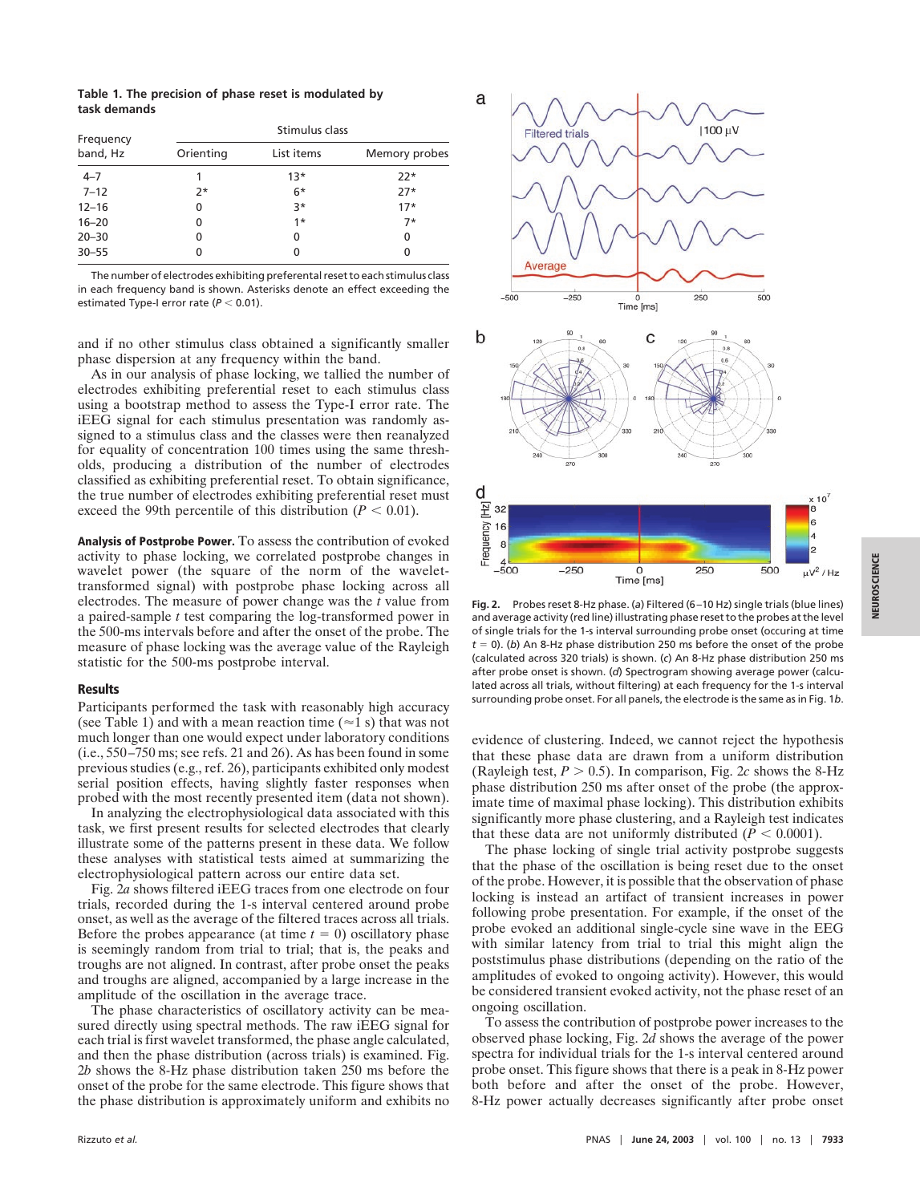**Table 1. The precision of phase reset is modulated by task demands**

| Frequency band, Hz | Stimulus class | | |
|---|---|---|---|
| | Orienting | List items | Memory probes |
| 4–7 | 1 | 13* | 22* |
| 7–12 | 2* | 6* | 27* |
| 12–16 | 0 | 3* | 17* |
| 16–20 | 0 | 1* | 7* |
| 20–30 | 0 | 0 | 0 |
| 30–55 | 0 | 0 | 0 |

The number of electrodes exhibiting preferential reset to each stimulus class in each frequency band is shown. Asterisks denote an effect exceeding the estimated Type-I error rate ($P < 0.01$).

and if no other stimulus class obtained a significantly smaller phase dispersion at any frequency within the band.

As in our analysis of phase locking, we tallied the number of electrodes exhibiting preferential reset to each stimulus class using a bootstrap method to assess the Type-I error rate. The iEEG signal for each stimulus presentation was randomly assigned to a stimulus class and the classes were then reanalyzed for equality of concentration 100 times using the same thresholds, producing a distribution of the number of electrodes classified as exhibiting preferential reset. To obtain significance, the true number of electrodes exhibiting preferential reset must exceed the 99th percentile of this distribution ($P < 0.01$).

**Analysis of Postprobe Power.** To assess the contribution of evoked activity to phase locking, we correlated postprobe changes in wavelet power (the square of the norm of the wavelet-transformed signal) with postprobe phase locking across all electrodes. The measure of power change was the $t$ value from a paired-sample $t$ test comparing the log-transformed power in the 500-ms intervals before and after the onset of the probe. The measure of phase locking was the average value of the Rayleigh statistic for the 500-ms postprobe interval.

## Results

Participants performed the task with reasonably high accuracy (see Table 1) and with a mean reaction time ($\approx$1 s) that was not much longer than one would expect under laboratory conditions (i.e., 550–750 ms; see refs. 21 and 26). As has been found in some previous studies (e.g., ref. 26), participants exhibited only modest serial position effects, having slightly faster responses when probed with the most recently presented item (data not shown).

In analyzing the electrophysiological data associated with this task, we first present results for selected electrodes that clearly illustrate some of the patterns present in these data. We follow these analyses with statistical tests aimed at summarizing the electrophysiological pattern across our entire data set.

Fig. 2*a* shows filtered iEEG traces from one electrode on four trials, recorded during the 1-s interval centered around probe onset, as well as the average of the filtered traces across all trials. Before the probes appearance (at time $t = 0$) oscillatory phase is seemingly random from trial to trial; that is, the peaks and troughs are not aligned. In contrast, after probe onset the peaks and troughs are aligned, accompanied by a large increase in the amplitude of the oscillation in the average trace.

The phase characteristics of oscillatory activity can be measured directly using spectral methods. The raw iEEG signal for each trial is first wavelet transformed, the phase angle calculated, and then the phase distribution (across trials) is examined. Fig. 2*b* shows the 8-Hz phase distribution taken 250 ms before the onset of the probe for the same electrode. This figure shows that the phase distribution is approximately uniform and exhibits no

**Fig. 2.** Probes reset 8-Hz phase. (*a*) Filtered (6–10 Hz) single trials (blue lines) and average activity (red line) illustrating phase reset to the probes at the level of single trials for the 1-s interval surrounding probe onset (occuring at time $t = 0$). (*b*) An 8-Hz phase distribution 250 ms before the onset of the probe (calculated across 320 trials) is shown. (*c*) An 8-Hz phase distribution 250 ms after probe onset is shown. (*d*) Spectrogram showing average power (calculated across all trials, without filtering) at each frequency for the 1-s interval surrounding probe onset. For all panels, the electrode is the same as in Fig. 1*b*.

evidence of clustering. Indeed, we cannot reject the hypothesis that these phase data are drawn from a uniform distribution (Rayleigh test, $P > 0.5$). In comparison, Fig. 2*c* shows the 8-Hz phase distribution 250 ms after onset of the probe (the approximate time of maximal phase locking). This distribution exhibits significantly more phase clustering, and a Rayleigh test indicates that these data are not uniformly distributed ($P < 0.0001$).

The phase locking of single trial activity postprobe suggests that the phase of the oscillation is being reset due to the onset of the probe. However, it is possible that the observation of phase locking is instead an artifact of transient increases in power following probe presentation. For example, if the onset of the probe evoked an additional single-cycle sine wave in the EEG with similar latency from trial to trial this might align the poststimulus phase distributions (depending on the ratio of the amplitudes of evoked to ongoing activity). However, this would be considered transient evoked activity, not the phase reset of an ongoing oscillation.

To assess the contribution of postprobe power increases to the observed phase locking, Fig. 2*d* shows the average of the power spectra for individual trials for the 1-s interval centered around probe onset. This figure shows that there is a peak in 8-Hz power both before and after the onset of the probe. However, 8-Hz power actually decreases significantly after probe onset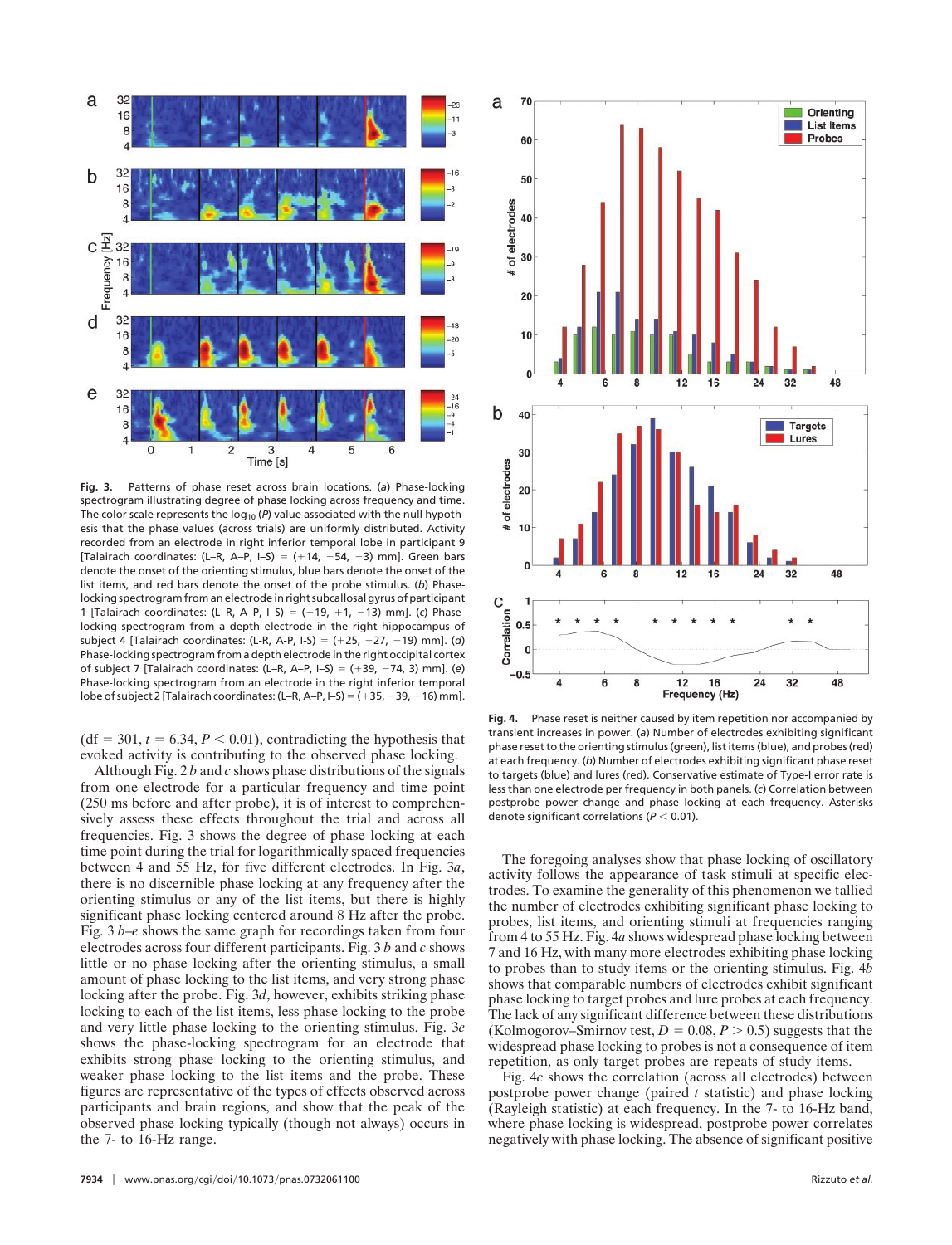**Fig. 3.** Patterns of phase reset across brain locations. (*a*) Phase-locking spectrogram illustrating degree of phase locking across frequency and time. The color scale represents the $\log_{10}(P)$ value associated with the null hypothesis that the phase values (across trials) are uniformly distributed. Activity recorded from an electrode in right inferior temporal lobe in participant 9 [Talairach coordinates: (L–R, A–P, I–S) = (+14, −54, −3) mm]. Green bars denote the onset of the orienting stimulus, blue bars denote the onset of the list items, and red bars denote the onset of the probe stimulus. (*b*) Phase-locking spectrogram from an electrode in right subcallosal gyrus of participant 1 [Talairach coordinates: (L–R, A–P, I–S) = (+19, +1, −13) mm]. (*c*) Phase-locking spectrogram from a depth electrode in the right hippocampus of subject 4 [Talairach coordinates: (L-R, A-P, I-S) = (+25, −27, −19) mm]. (*d*) Phase-locking spectrogram from a depth electrode in the right occipital cortex of subject 7 [Talairach coordinates: (L–R, A–P, I–S) = (+39, −74, 3) mm]. (*e*) Phase-locking spectrogram from an electrode in the right inferior temporal lobe of subject 2 [Talairach coordinates: (L–R, A–P, I–S) = (+35, −39, −16) mm].

(df = 301, $t = 6.34$, $P < 0.01$), contradicting the hypothesis that evoked activity is contributing to the observed phase locking.

Although Fig. 2 *b* and *c* shows phase distributions of the signals from one electrode for a particular frequency and time point (250 ms before and after probe), it is of interest to comprehensively assess these effects throughout the trial and across all frequencies. Fig. 3 shows the degree of phase locking at each time point during the trial for logarithmically spaced frequencies between 4 and 55 Hz, for five different electrodes. In Fig. 3*a*, there is no discernible phase locking at any frequency after the orienting stimulus or any of the list items, but there is highly significant phase locking centered around 8 Hz after the probe. Fig. 3 *b–e* shows the same graph for recordings taken from four electrodes across four different participants. Fig. 3 *b* and *c* shows little or no phase locking after the orienting stimulus, a small amount of phase locking to the list items, and very strong phase locking after the probe. Fig. 3*d*, however, exhibits striking phase locking to each of the list items, less phase locking to the probe and very little phase locking to the orienting stimulus. Fig. 3*e* shows the phase-locking spectrogram for an electrode that exhibits strong phase locking to the orienting stimulus, and weaker phase locking to the list items and the probe. These figures are representative of the types of effects observed across participants and brain regions, and show that the peak of the observed phase locking typically (though not always) occurs in the 7- to 16-Hz range.

**Fig. 4.** Phase reset is neither caused by item repetition nor accompanied by transient increases in power. (*a*) Number of electrodes exhibiting significant phase reset to the orienting stimulus (green), list items (blue), and probes (red) at each frequency. (*b*) Number of electrodes exhibiting significant phase reset to targets (blue) and lures (red). Conservative estimate of Type-I error rate is less than one electrode per frequency in both panels. (*c*) Correlation between postprobe power change and phase locking at each frequency. Asterisks denote significant correlations ($P < 0.01$).

The foregoing analyses show that phase locking of oscillatory activity follows the appearance of task stimuli at specific electrodes. To examine the generality of this phenomenon we tallied the number of electrodes exhibiting significant phase locking to probes, list items, and orienting stimuli at frequencies ranging from 4 to 55 Hz. Fig. 4*a* shows widespread phase locking between 7 and 16 Hz, with many more electrodes exhibiting phase locking to probes than to study items or the orienting stimulus. Fig. 4*b* shows that comparable numbers of electrodes exhibit significant phase locking to target probes and lure probes at each frequency. The lack of any significant difference between these distributions (Kolmogorov–Smirnov test, $D = 0.08$, $P > 0.5$) suggests that the widespread phase locking to probes is not a consequence of item repetition, as only target probes are repeats of study items.

Fig. 4*c* shows the correlation (across all electrodes) between postprobe power change (paired *t* statistic) and phase locking (Rayleigh statistic) at each frequency. In the 7- to 16-Hz band, where phase locking is widespread, postprobe power correlates negatively with phase locking. The absence of significant positive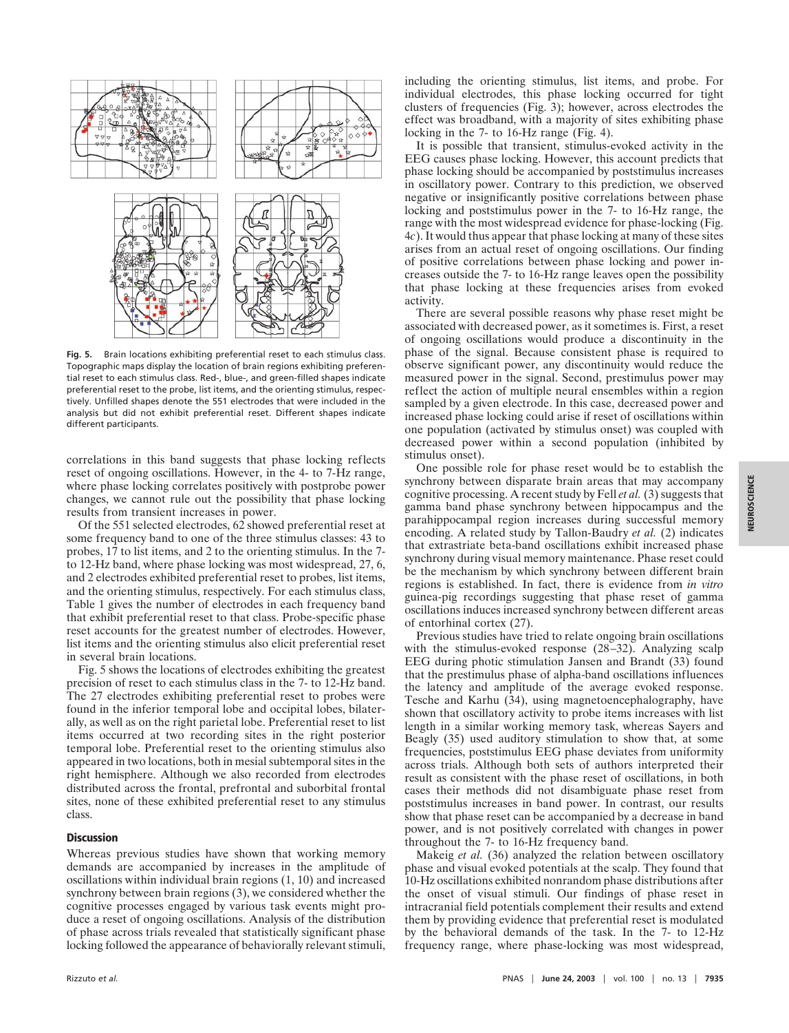Fig. 5. Brain locations exhibiting preferential reset to each stimulus class. Topographic maps display the location of brain regions exhibiting preferential reset to each stimulus class. Red-, blue-, and green-filled shapes indicate preferential reset to the probe, list items, and the orienting stimulus, respectively. Unfilled shapes denote the 551 electrodes that were included in the analysis but did not exhibit preferential reset. Different shapes indicate different participants.

correlations in this band suggests that phase locking reflects reset of ongoing oscillations. However, in the 4- to 7-Hz range, where phase locking correlates positively with postprobe power changes, we cannot rule out the possibility that phase locking results from transient increases in power.

Of the 551 selected electrodes, 62 showed preferential reset at some frequency band to one of the three stimulus classes: 43 to probes, 17 to list items, and 2 to the orienting stimulus. In the 7- to 12-Hz band, where phase locking was most widespread, 27, 6, and 2 electrodes exhibited preferential reset to probes, list items, and the orienting stimulus, respectively. For each stimulus class, Table 1 gives the number of electrodes in each frequency band that exhibit preferential reset to that class. Probe-specific phase reset accounts for the greatest number of electrodes. However, list items and the orienting stimulus also elicit preferential reset in several brain locations.

Fig. 5 shows the locations of electrodes exhibiting the greatest precision of reset to each stimulus class in the 7- to 12-Hz band. The 27 electrodes exhibiting preferential reset to probes were found in the inferior temporal lobe and occipital lobes, bilaterally, as well as on the right parietal lobe. Preferential reset to list items occurred at two recording sites in the right posterior temporal lobe. Preferential reset to the orienting stimulus also appeared in two locations, both in mesial subtemporal sites in the right hemisphere. Although we also recorded from electrodes distributed across the frontal, prefrontal and suborbital frontal sites, none of these exhibited preferential reset to any stimulus class.

## Discussion

Whereas previous studies have shown that working memory demands are accompanied by increases in the amplitude of oscillations within individual brain regions (1, 10) and increased synchrony between brain regions (3), we considered whether the cognitive processes engaged by various task events might produce a reset of ongoing oscillations. Analysis of the distribution of phase across trials revealed that statistically significant phase locking followed the appearance of behaviorally relevant stimuli, including the orienting stimulus, list items, and probe. For individual electrodes, this phase locking occurred for tight clusters of frequencies (Fig. 3); however, across electrodes the effect was broadband, with a majority of sites exhibiting phase locking in the 7- to 16-Hz range (Fig. 4).

It is possible that transient, stimulus-evoked activity in the EEG causes phase locking. However, this account predicts that phase locking should be accompanied by poststimulus increases in oscillatory power. Contrary to this prediction, we observed negative or insignificantly positive correlations between phase locking and poststimulus power in the 7- to 16-Hz range, the range with the most widespread evidence for phase-locking (Fig. 4*c*). It would thus appear that phase locking at many of these sites arises from an actual reset of ongoing oscillations. Our finding of positive correlations between phase locking and power increases outside the 7- to 16-Hz range leaves open the possibility that phase locking at these frequencies arises from evoked activity.

There are several possible reasons why phase reset might be associated with decreased power, as it sometimes is. First, a reset of ongoing oscillations would produce a discontinuity in the phase of the signal. Because consistent phase is required to observe significant power, any discontinuity would reduce the measured power in the signal. Second, prestimulus power may reflect the action of multiple neural ensembles within a region sampled by a given electrode. In this case, decreased power and increased phase locking could arise if reset of oscillations within one population (activated by stimulus onset) was coupled with decreased power within a second population (inhibited by stimulus onset).

One possible role for phase reset would be to establish the synchrony between disparate brain areas that may accompany cognitive processing. A recent study by Fell *et al.* (3) suggests that gamma band phase synchrony between hippocampus and the parahippocampal region increases during successful memory encoding. A related study by Tallon-Baudry *et al.* (2) indicates that extrastriate beta-band oscillations exhibit increased phase synchrony during visual memory maintenance. Phase reset could be the mechanism by which synchrony between different brain regions is established. In fact, there is evidence from *in vitro* guinea-pig recordings suggesting that phase reset of gamma oscillations induces increased synchrony between different areas of entorhinal cortex (27).

Previous studies have tried to relate ongoing brain oscillations with the stimulus-evoked response (28–32). Analyzing scalp EEG during photic stimulation Jansen and Brandt (33) found that the prestimulus phase of alpha-band oscillations influences the latency and amplitude of the average evoked response. Tesche and Karhu (34), using magnetoencephalography, have shown that oscillatory activity to probe items increases with list length in a similar working memory task, whereas Sayers and Beagly (35) used auditory stimulation to show that, at some frequencies, poststimulus EEG phase deviates from uniformity across trials. Although both sets of authors interpreted their result as consistent with the phase reset of oscillations, in both cases their methods did not disambiguate phase reset from poststimulus increases in band power. In contrast, our results show that phase reset can be accompanied by a decrease in band power, and is not positively correlated with changes in power throughout the 7- to 16-Hz frequency band.

Makeig *et al.* (36) analyzed the relation between oscillatory phase and visual evoked potentials at the scalp. They found that 10-Hz oscillations exhibited nonrandom phase distributions after the onset of visual stimuli. Our findings of phase reset in intracranial field potentials complement their results and extend them by providing evidence that preferential reset is modulated by the behavioral demands of the task. In the 7- to 12-Hz frequency range, where phase-locking was most widespread,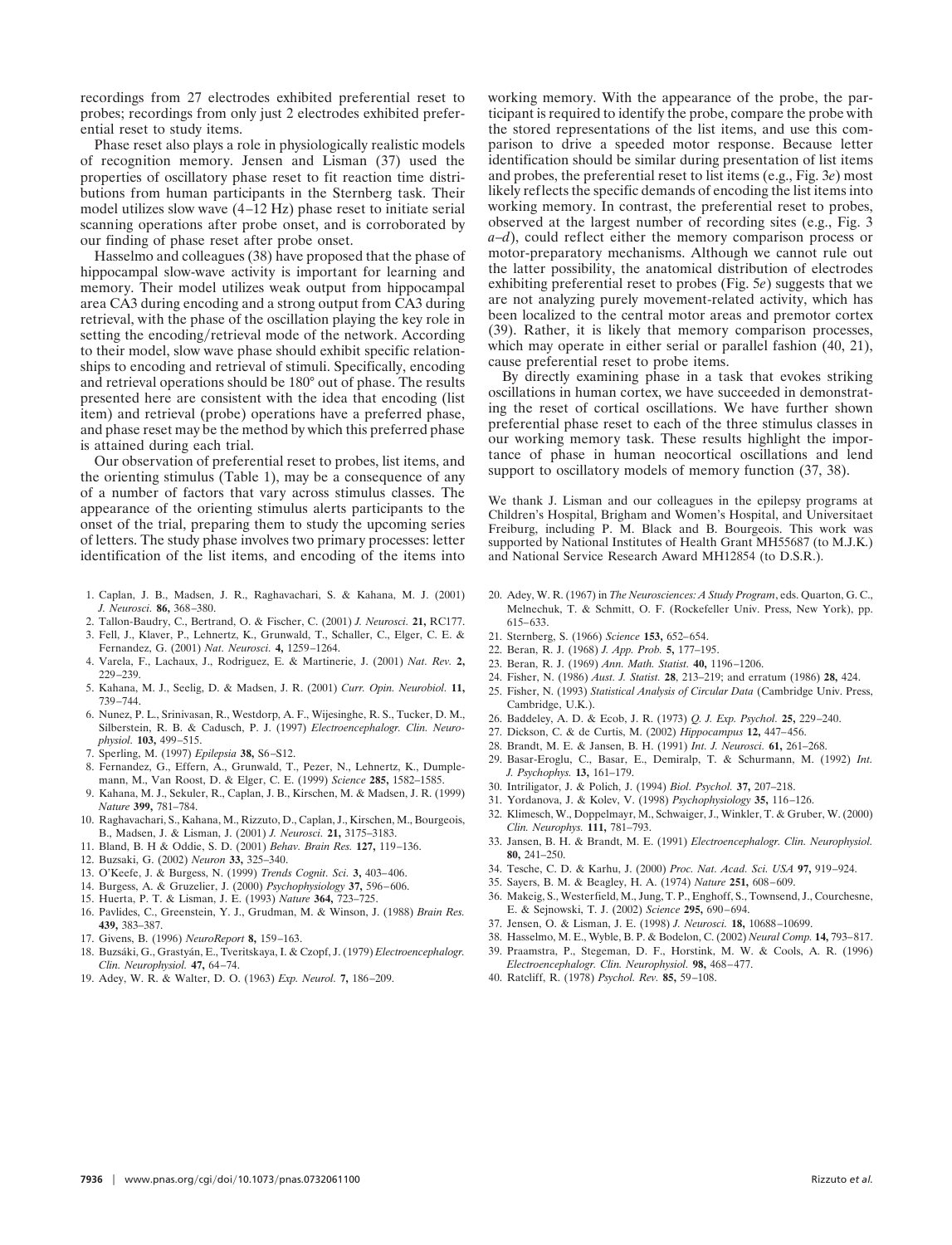recordings from 27 electrodes exhibited preferential reset to probes; recordings from only just 2 electrodes exhibited preferential reset to study items.

Phase reset also plays a role in physiologically realistic models of recognition memory. Jensen and Lisman (37) used the properties of oscillatory phase reset to fit reaction time distributions from human participants in the Sternberg task. Their model utilizes slow wave (4–12 Hz) phase reset to initiate serial scanning operations after probe onset, and is corroborated by our finding of phase reset after probe onset.

Hasselmo and colleagues (38) have proposed that the phase of hippocampal slow-wave activity is important for learning and memory. Their model utilizes weak output from hippocampal area CA3 during encoding and a strong output from CA3 during retrieval, with the phase of the oscillation playing the key role in setting the encoding/retrieval mode of the network. According to their model, slow wave phase should exhibit specific relationships to encoding and retrieval of stimuli. Specifically, encoding and retrieval operations should be 180° out of phase. The results presented here are consistent with the idea that encoding (list item) and retrieval (probe) operations have a preferred phase, and phase reset may be the method by which this preferred phase is attained during each trial.

Our observation of preferential reset to probes, list items, and the orienting stimulus (Table 1), may be a consequence of any of a number of factors that vary across stimulus classes. The appearance of the orienting stimulus alerts participants to the onset of the trial, preparing them to study the upcoming series of letters. The study phase involves two primary processes: letter identification of the list items, and encoding of the items into working memory. With the appearance of the probe, the participant is required to identify the probe, compare the probe with the stored representations of the list items, and use this comparison to drive a speeded motor response. Because letter identification should be similar during presentation of list items and probes, the preferential reset to list items (e.g., Fig. 3*e*) most likely reflects the specific demands of encoding the list items into working memory. In contrast, the preferential reset to probes, observed at the largest number of recording sites (e.g., Fig. 3 *a–d*), could reflect either the memory comparison process or motor-preparatory mechanisms. Although we cannot rule out the latter possibility, the anatomical distribution of electrodes exhibiting preferential reset to probes (Fig. 5*e*) suggests that we are not analyzing purely movement-related activity, which has been localized to the central motor areas and premotor cortex (39). Rather, it is likely that memory comparison processes, which may operate in either serial or parallel fashion (40, 21), cause preferential reset to probe items.

By directly examining phase in a task that evokes striking oscillations in human cortex, we have succeeded in demonstrating the reset of cortical oscillations. We have further shown preferential phase reset to each of the three stimulus classes in our working memory task. These results highlight the importance of phase in human neocortical oscillations and lend support to oscillatory models of memory function (37, 38).

We thank J. Lisman and our colleagues in the epilepsy programs at Children's Hospital, Brigham and Women's Hospital, and Universitaet Freiburg, including P. M. Black and B. Bourgeois. This work was supported by National Institutes of Health Grant MH55687 (to M.J.K.) and National Service Research Award MH12854 (to D.S.R.).

1. Caplan, J. B., Madsen, J. R., Raghavachari, S. & Kahana, M. J. (2001) *J. Neurosci.* **86,** 368–380.
2. Tallon-Baudry, C., Bertrand, O. & Fischer, C. (2001) *J. Neurosci.* **21,** RC177.
3. Fell, J., Klaver, P., Lehnertz, K., Grunwald, T., Schaller, C., Elger, C. E. & Fernandez, G. (2001) *Nat. Neurosci.* **4,** 1259–1264.
4. Varela, F., Lachaux, J., Rodriguez, E. & Martinerie, J. (2001) *Nat. Rev.* **2,** 229–239.
5. Kahana, M. J., Seelig, D. & Madsen, J. R. (2001) *Curr. Opin. Neurobiol.* **11,** 739–744.
6. Nunez, P. L., Srinivasan, R., Westdorp, A. F., Wijesinghe, R. S., Tucker, D. M., Silberstein, R. B. & Cadusch, P. J. (1997) *Electroencephalogr. Clin. Neurophysiol.* **103,** 499–515.
7. Sperling, M. (1997) *Epilepsia* **38,** S6–S12.
8. Fernandez, G., Effern, A., Grunwald, T., Pezer, N., Lehnertz, K., Dumplemann, M., Van Roost, D. & Elger, C. E. (1999) *Science* **285,** 1582–1585.
9. Kahana, M. J., Sekuler, R., Caplan, J. B., Kirschen, M. & Madsen, J. R. (1999) *Nature* **399,** 781–784.
10. Raghavachari, S., Kahana, M., Rizzuto, D., Caplan, J., Kirschen, M., Bourgeois, B., Madsen, J. & Lisman, J. (2001) *J. Neurosci.* **21,** 3175–3183.
11. Bland, B. H & Oddie, S. D. (2001) *Behav. Brain Res.* **127,** 119–136.
12. Buzsaki, G. (2002) *Neuron* **33,** 325–340.
13. O'Keefe, J. & Burgess, N. (1999) *Trends Cognit. Sci.* **3,** 403–406.
14. Burgess, A. & Gruzelier, J. (2000) *Psychophysiology* **37,** 596–606.
15. Huerta, P. T. & Lisman, J. E. (1993) *Nature* **364,** 723–725.
16. Pavlides, C., Greenstein, Y. J., Grudman, M. & Winson, J. (1988) *Brain Res.* **439,** 383–387.
17. Givens, B. (1996) *NeuroReport* **8,** 159–163.
18. Buzsáki, G., Grastyán, E., Tveritskaya, I. & Czopf, J. (1979) *Electroencephalogr. Clin. Neurophysiol.* **47,** 64–74.
19. Adey, W. R. & Walter, D. O. (1963) *Exp. Neurol.* **7,** 186–209.
20. Adey, W. R. (1967) in *The Neurosciences: A Study Program*, eds. Quarton, G. C., Melnechuk, T. & Schmitt, O. F. (Rockefeller Univ. Press, New York), pp. 615–633.
21. Sternberg, S. (1966) *Science* **153,** 652–654.
22. Beran, R. J. (1968) *J. App. Prob.* **5,** 177–195.
23. Beran, R. J. (1969) *Ann. Math. Statist.* **40,** 1196–1206.
24. Fisher, N. (1986) *Aust. J. Statist.* **28**, 213–219; and erratum (1986) **28,** 424.
25. Fisher, N. (1993) *Statistical Analysis of Circular Data* (Cambridge Univ. Press, Cambridge, U.K.).
26. Baddeley, A. D. & Ecob, J. R. (1973) *Q. J. Exp. Psychol.* **25,** 229–240.
27. Dickson, C. & de Curtis, M. (2002) *Hippocampus* **12,** 447–456.
28. Brandt, M. E. & Jansen, B. H. (1991) *Int. J. Neurosci.* **61,** 261–268.
29. Basar-Eroglu, C., Basar, E., Demiralp, T. & Schurmann, M. (1992) *Int. J. Psychophys.* **13,** 161–179.
30. Intriligator, J. & Polich, J. (1994) *Biol. Psychol.* **37,** 207–218.
31. Yordanova, J. & Kolev, V. (1998) *Psychophysiology* **35,** 116–126.
32. Klimesch, W., Doppelmayr, M., Schwaiger, J., Winkler, T. & Gruber, W. (2000) *Clin. Neurophys.* **111,** 781–793.
33. Jansen, B. H. & Brandt, M. E. (1991) *Electroencephalogr. Clin. Neurophysiol.* **80,** 241–250.
34. Tesche, C. D. & Karhu, J. (2000) *Proc. Nat. Acad. Sci. USA* **97,** 919–924.
35. Sayers, B. M. & Beagley, H. A. (1974) *Nature* **251,** 608–609.
36. Makeig, S., Westerfield, M., Jung, T. P., Enghoff, S., Townsend, J., Courchesne, E. & Sejnowski, T. J. (2002) *Science* **295,** 690–694.
37. Jensen, O. & Lisman, J. E. (1998) *J. Neurosci.* **18,** 10688–10699.
38. Hasselmo, M. E., Wyble, B. P. & Bodelon, C. (2002) *Neural Comp.* **14,** 793–817.
39. Praamstra, P., Stegeman, D. F., Horstink, M. W. & Cools, A. R. (1996) *Electroencephalogr. Clin. Neurophysiol.* **98,** 468–477.
40. Ratcliff, R. (1978) *Psychol. Rev.* **85,** 59–108.